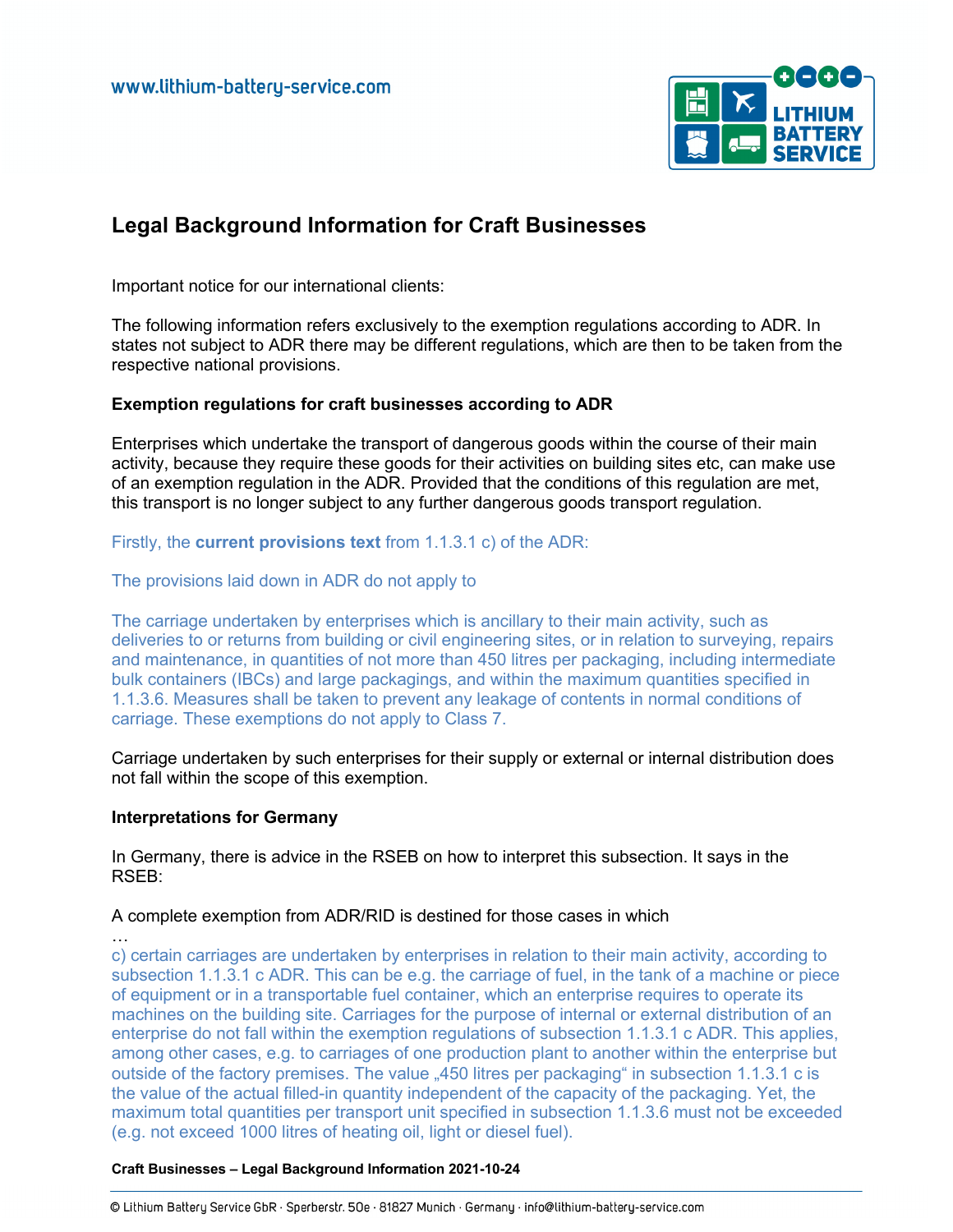# Legal Background Information for Craft Businesses

Important notice for our international clients:

The following information refers exclusively to the exemption regulations according to ADR. In states not subject to ADR there may be different regulations, which are then to be taken from the respective national provisions.

### Exemption regulations for craft businesses according to ADR

Enterprises which undertake the transport of dangerous goods within the course of their main activity, because they require these goods for their activities on building sites etc, can make use of an exemption regulation in the ADR. Provided that the conditions of this regulation are met, this transport is no longer subject to any further dangerous goods transport regulation.

Firstly, the **current provisions text** from 1.1.3.1 c) of the ADR:

The provisions laid down in ADR do not apply to

The carriage undertaken by enterprises which is ancillary to their main activity, such as deliveries to or returns from building or civil engineering sites, or in relation to surveying, repairs and maintenance, in quantities of not more than 450 litres per packaging, including intermediate bulk containers (IBCs) and large packagings, and within the maximum quantities specified in 1.1.3.6. Measures shall be taken to prevent any leakage of contents in normal conditions of carriage. These exemptions do not apply to Class 7.

Carriage undertaken by such enterprises for their supply or external or internal distribution does not fall within the scope of this exemption.

### Interpretations for Germany

In Germany, there is advice in the RSEB on how to interpret this subsection. It says in the RSEB:

A complete exemption from ADR/RID is destined for those cases in which

…

c) certain carriages are undertaken by enterprises in relation to their main activity, according to subsection 1.1.3.1 c ADR. This can be e.g. the carriage of fuel, in the tank of a machine or piece of equipment or in a transportable fuel container, which an enterprise requires to operate its machines on the building site. Carriages for the purpose of internal or external distribution of an enterprise do not fall within the exemption regulations of subsection 1.1.3.1 c ADR. This applies, among other cases, e.g. to carriages of one production plant to another within the enterprise but outside of the factory premises. The value „450 litres per packaging“ in subsection 1.1.3.1 c is the value of the actual filled-in quantity independent of the capacity of the packaging. Yet, the maximum total quantities per transport unit specified in subsection 1.1.3.6 must not be exceeded (e.g. not exceed 1000 litres of heating oil, light or diesel fuel).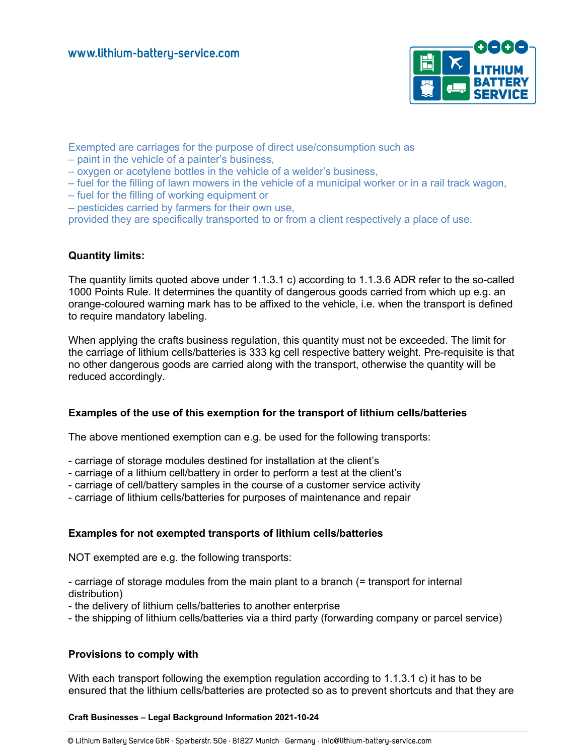Exempted are carriages for the purpose of direct use/consumption such as
– paint in the vehicle of a painter's business,
– oxygen or acetylene bottles in the vehicle of a welder's business,
– fuel for the filling of lawn mowers in the vehicle of a municipal worker or in a rail track wagon,
– fuel for the filling of working equipment or
– pesticides carried by farmers for their own use,
provided they are specifically transported to or from a client respectively a place of use.

**Quantity limits:**

The quantity limits quoted above under 1.1.3.1 c) according to 1.1.3.6 ADR refer to the so-called 1000 Points Rule. It determines the quantity of dangerous goods carried from which up e.g. an orange-coloured warning mark has to be affixed to the vehicle, i.e. when the transport is defined to require mandatory labeling.

When applying the crafts business regulation, this quantity must not be exceeded. The limit for the carriage of lithium cells/batteries is 333 kg cell respective battery weight. Pre-requisite is that no other dangerous goods are carried along with the transport, otherwise the quantity will be reduced accordingly.

**Examples of the use of this exemption for the transport of lithium cells/batteries**

The above mentioned exemption can e.g. be used for the following transports:

- carriage of storage modules destined for installation at the client's
- carriage of a lithium cell/battery in order to perform a test at the client's
- carriage of cell/battery samples in the course of a customer service activity
- carriage of lithium cells/batteries for purposes of maintenance and repair

**Examples for not exempted transports of lithium cells/batteries**

NOT exempted are e.g. the following transports:

- carriage of storage modules from the main plant to a branch (= transport for internal distribution)
- the delivery of lithium cells/batteries to another enterprise
- the shipping of lithium cells/batteries via a third party (forwarding company or parcel service)

**Provisions to comply with**

With each transport following the exemption regulation according to 1.1.3.1 c) it has to be ensured that the lithium cells/batteries are protected so as to prevent shortcuts and that they are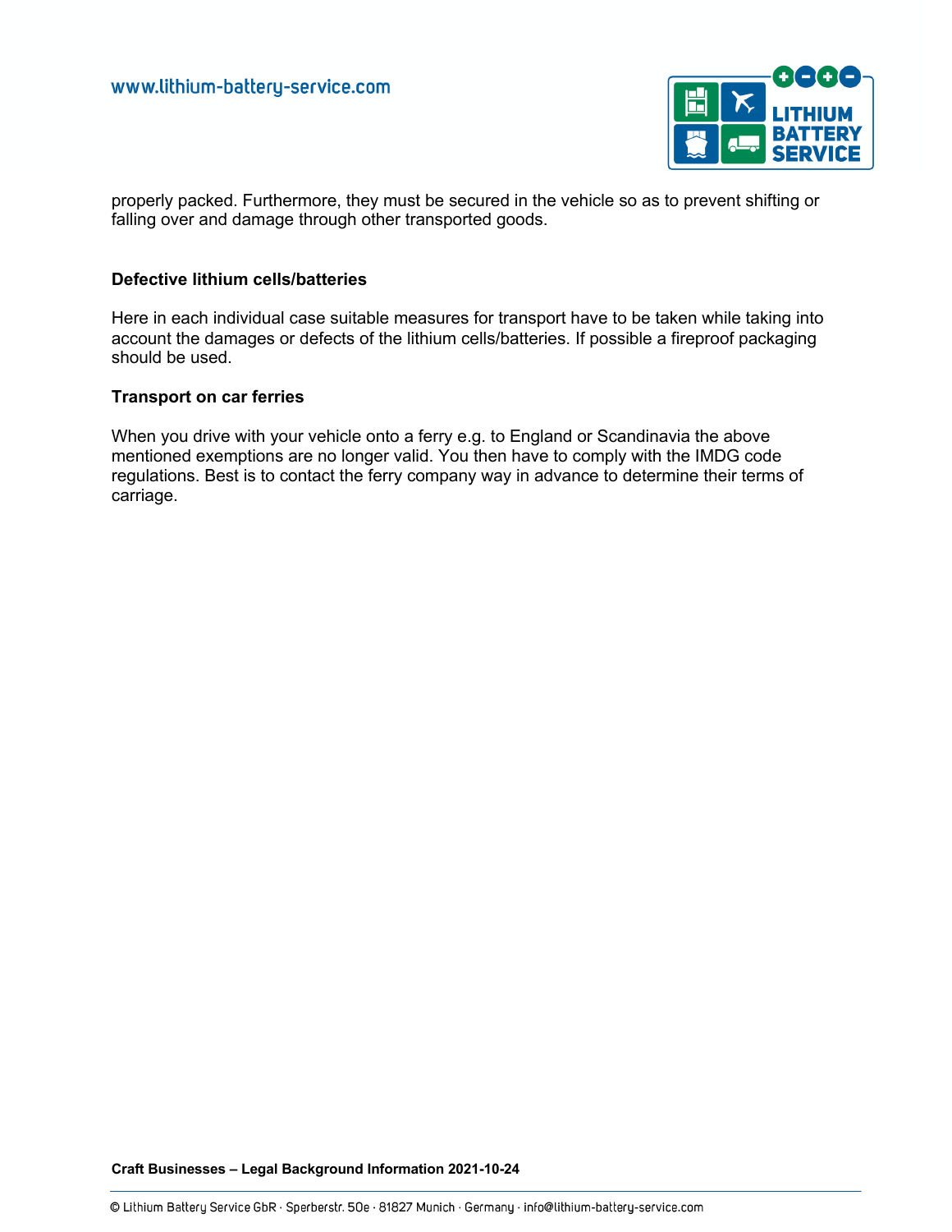properly packed. Furthermore, they must be secured in the vehicle so as to prevent shifting or falling over and damage through other transported goods.

**Defective lithium cells/batteries**

Here in each individual case suitable measures for transport have to be taken while taking into account the damages or defects of the lithium cells/batteries. If possible a fireproof packaging should be used.

**Transport on car ferries**

When you drive with your vehicle onto a ferry e.g. to England or Scandinavia the above mentioned exemptions are no longer valid. You then have to comply with the IMDG code regulations. Best is to contact the ferry company way in advance to determine their terms of carriage.